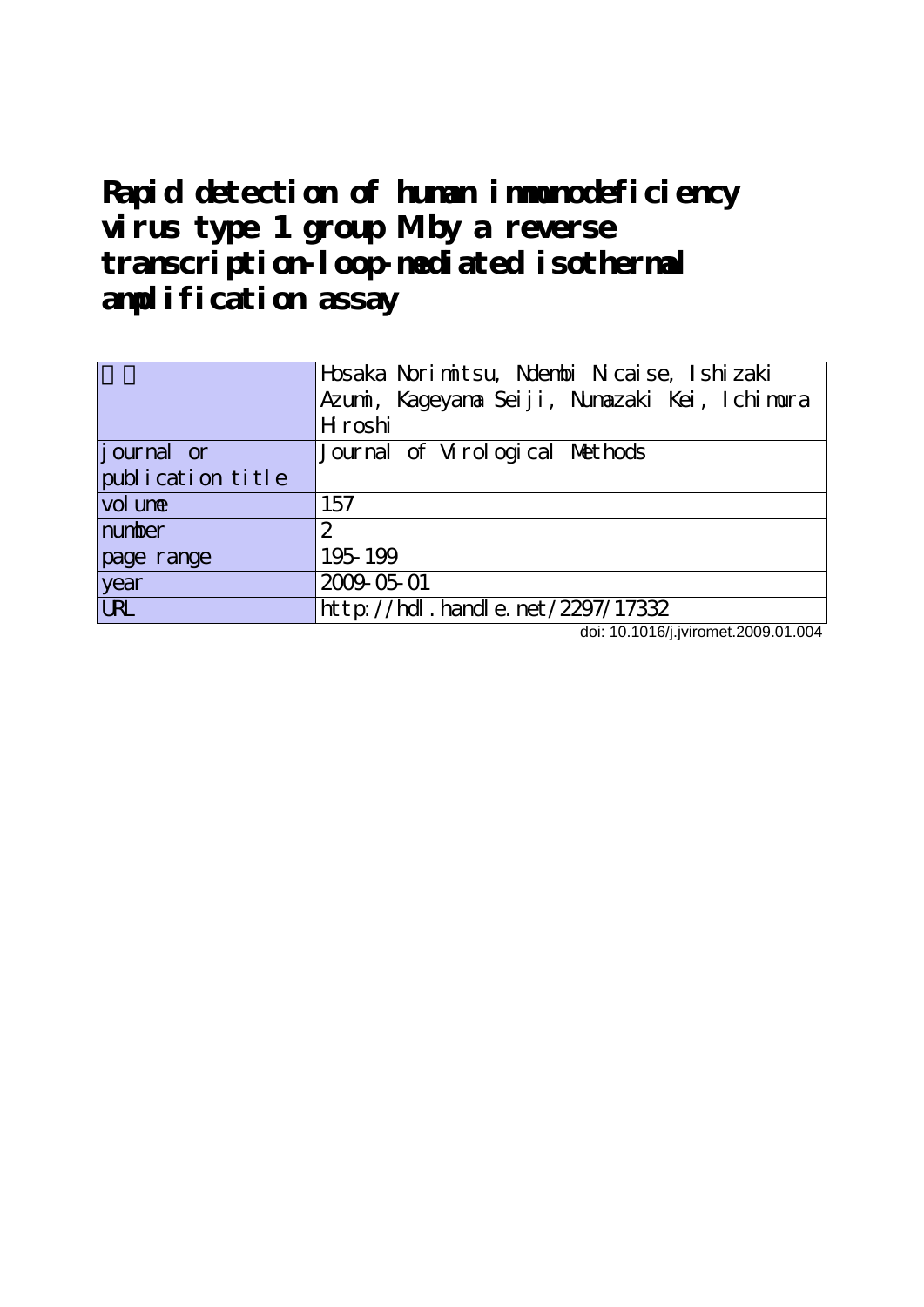# Rapid detection of human immunodeficiency virus type 1 group M by a reverse transcription-loop-mediated isothermal amplification assay

| 著者 | Hosaka Norimitsu, Ndembi Nicaise, Ishizaki Azumi, Kageyama Seiji, Numazaki Kei, Ichimura Hiroshi |
|---|---|
| journal or publication title | Journal of Virological Methods |
| volume | 157 |
| number | 2 |
| page range | 195-199 |
| year | 2009-05-01 |
| URL | http://hdl.handle.net/2297/17332 |

doi: 10.1016/j.jviromet.2009.01.004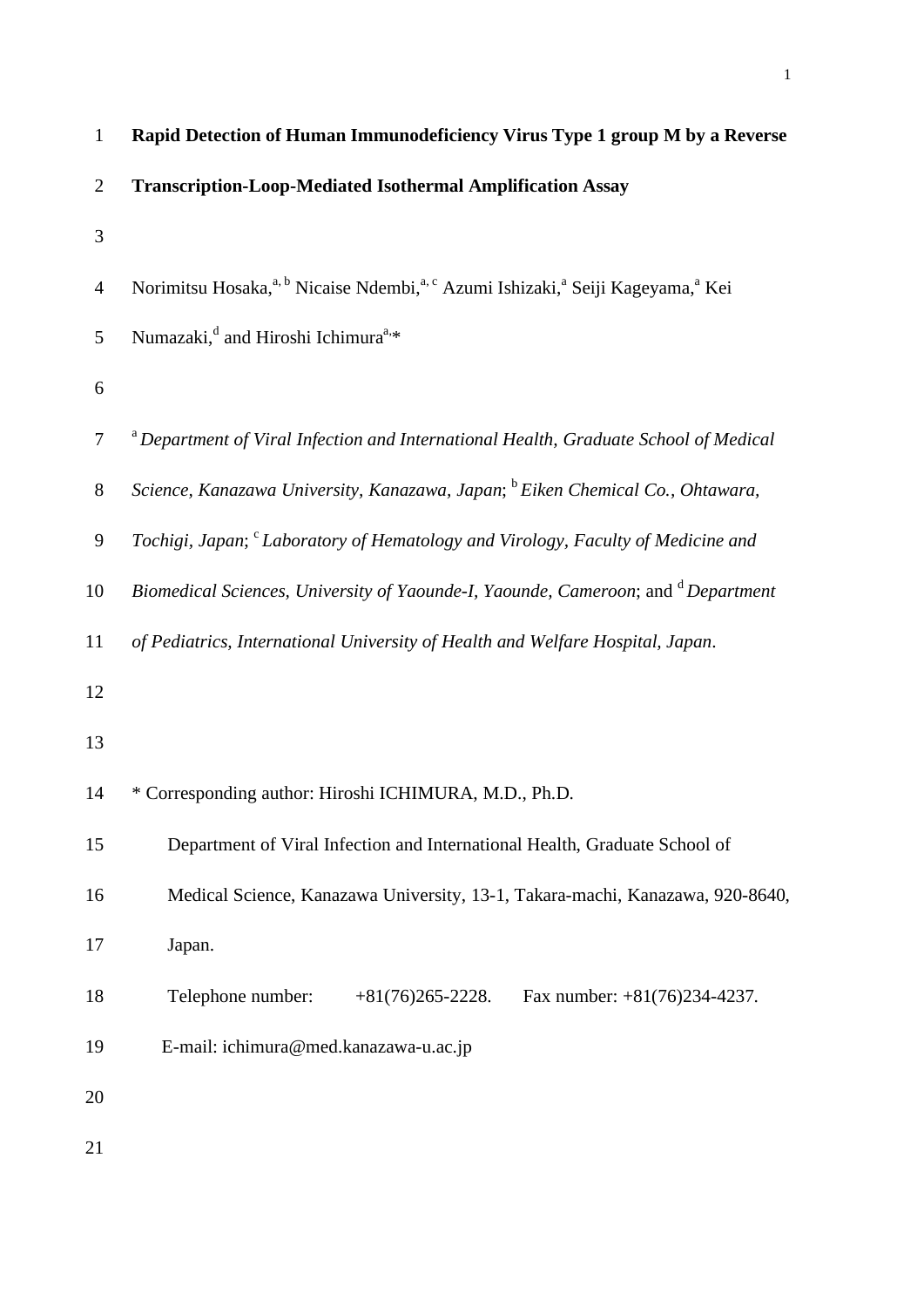# Rapid Detection of Human Immunodeficiency Virus Type 1 group M by a Reverse Transcription-Loop-Mediated Isothermal Amplification Assay

Norimitsu Hosaka,[a, b] Nicaise Ndembi,[a, c] Azumi Ishizaki,[a] Seiji Kageyama,[a] Kei Numazaki,[d] and Hiroshi Ichimura[a,]*

[a] *Department of Viral Infection and International Health, Graduate School of Medical Science, Kanazawa University, Kanazawa, Japan*; [b] *Eiken Chemical Co., Ohtawara, Tochigi, Japan*; [c] *Laboratory of Hematology and Virology, Faculty of Medicine and Biomedical Sciences, University of Yaounde-I, Yaounde, Cameroon*; and [d] *Department of Pediatrics, International University of Health and Welfare Hospital, Japan*.

\* Corresponding author: Hiroshi ICHIMURA, M.D., Ph.D.

Department of Viral Infection and International Health, Graduate School of Medical Science, Kanazawa University, 13-1, Takara-machi, Kanazawa, 920-8640, Japan.

Telephone number: +81(76)265-2228. Fax number: +81(76)234-4237.

E-mail: ichimura@med.kanazawa-u.ac.jp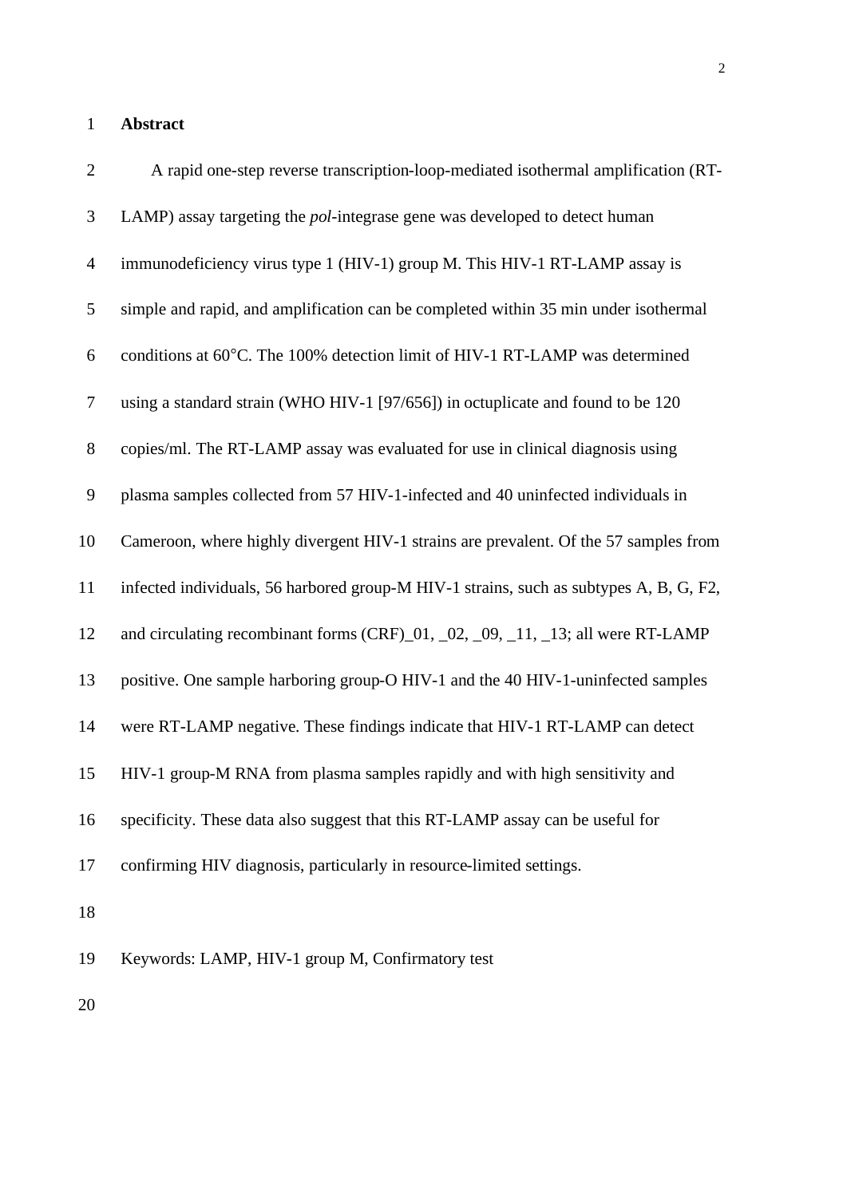## Abstract

A rapid one-step reverse transcription-loop-mediated isothermal amplification (RT-LAMP) assay targeting the *pol*-integrase gene was developed to detect human immunodeficiency virus type 1 (HIV-1) group M. This HIV-1 RT-LAMP assay is simple and rapid, and amplification can be completed within 35 min under isothermal conditions at 60°C. The 100% detection limit of HIV-1 RT-LAMP was determined using a standard strain (WHO HIV-1 [97/656]) in octuplicate and found to be 120 copies/ml. The RT-LAMP assay was evaluated for use in clinical diagnosis using plasma samples collected from 57 HIV-1-infected and 40 uninfected individuals in Cameroon, where highly divergent HIV-1 strains are prevalent. Of the 57 samples from infected individuals, 56 harbored group-M HIV-1 strains, such as subtypes A, B, G, F2, and circulating recombinant forms (CRF)_01, _02, _09, _11, _13; all were RT-LAMP positive. One sample harboring group-O HIV-1 and the 40 HIV-1-uninfected samples were RT-LAMP negative. These findings indicate that HIV-1 RT-LAMP can detect HIV-1 group-M RNA from plasma samples rapidly and with high sensitivity and specificity. These data also suggest that this RT-LAMP assay can be useful for confirming HIV diagnosis, particularly in resource-limited settings.

Keywords: LAMP, HIV-1 group M, Confirmatory test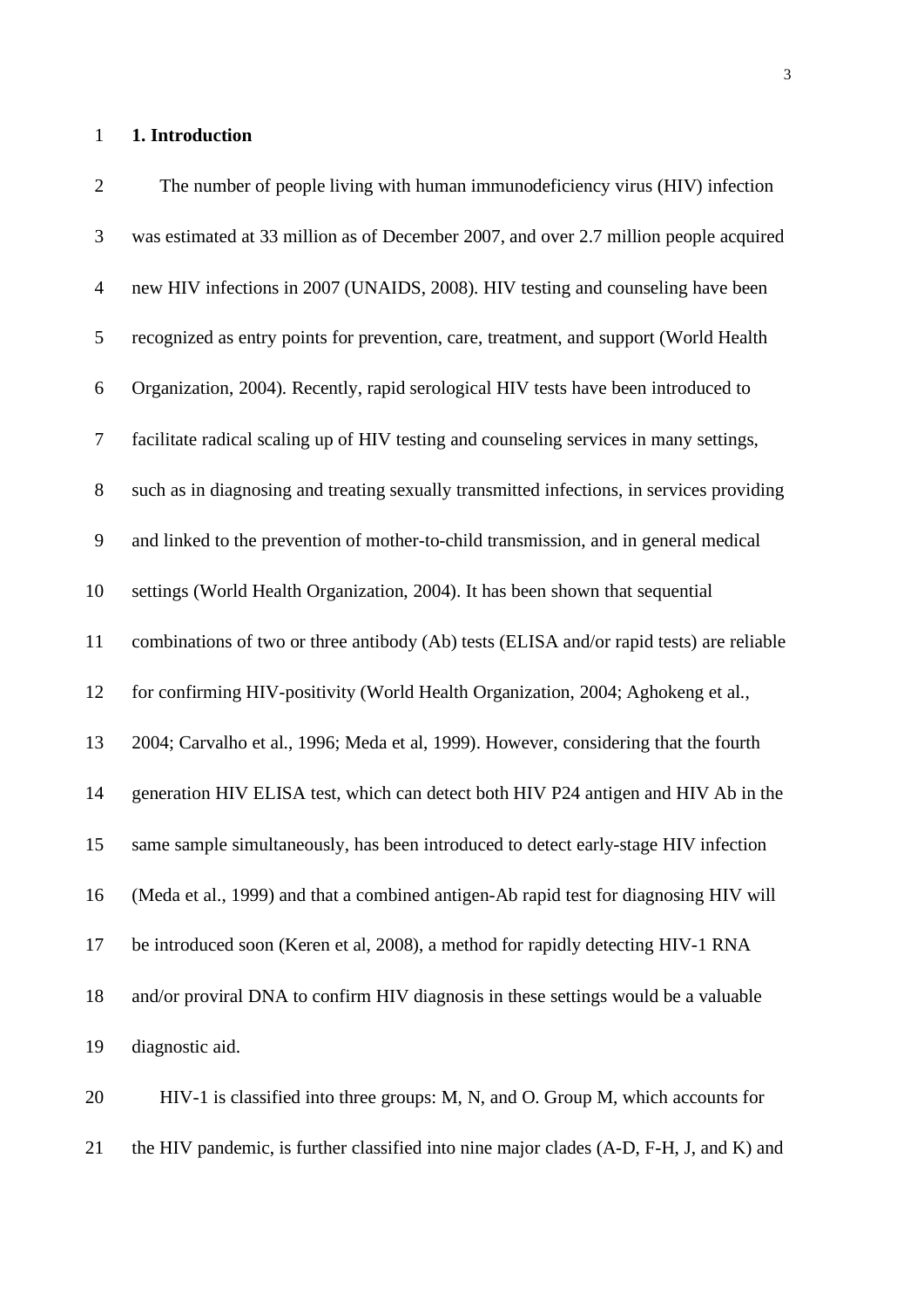## 1. Introduction

The number of people living with human immunodeficiency virus (HIV) infection was estimated at 33 million as of December 2007, and over 2.7 million people acquired new HIV infections in 2007 (UNAIDS, 2008). HIV testing and counseling have been recognized as entry points for prevention, care, treatment, and support (World Health Organization, 2004). Recently, rapid serological HIV tests have been introduced to facilitate radical scaling up of HIV testing and counseling services in many settings, such as in diagnosing and treating sexually transmitted infections, in services providing and linked to the prevention of mother-to-child transmission, and in general medical settings (World Health Organization, 2004). It has been shown that sequential combinations of two or three antibody (Ab) tests (ELISA and/or rapid tests) are reliable for confirming HIV-positivity (World Health Organization, 2004; Aghokeng et al., 2004; Carvalho et al., 1996; Meda et al, 1999). However, considering that the fourth generation HIV ELISA test, which can detect both HIV P24 antigen and HIV Ab in the same sample simultaneously, has been introduced to detect early-stage HIV infection (Meda et al., 1999) and that a combined antigen-Ab rapid test for diagnosing HIV will be introduced soon (Keren et al, 2008), a method for rapidly detecting HIV-1 RNA and/or proviral DNA to confirm HIV diagnosis in these settings would be a valuable diagnostic aid.

HIV-1 is classified into three groups: M, N, and O. Group M, which accounts for the HIV pandemic, is further classified into nine major clades (A-D, F-H, J, and K) and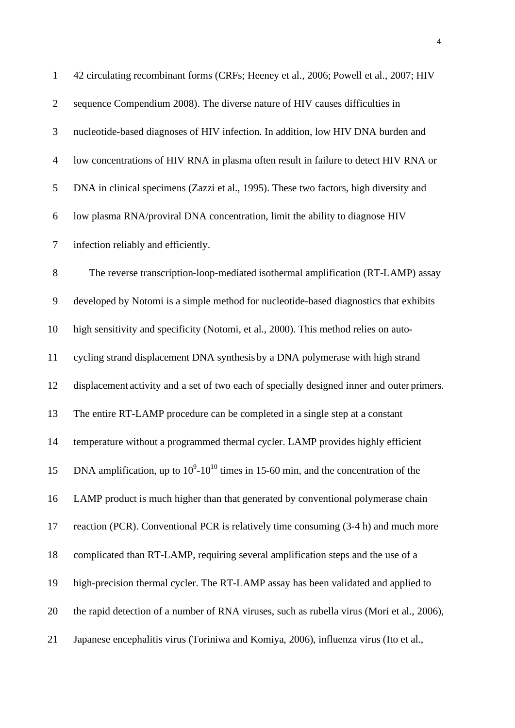42 circulating recombinant forms (CRFs; Heeney et al., 2006; Powell et al., 2007; HIV sequence Compendium 2008). The diverse nature of HIV causes difficulties in nucleotide-based diagnoses of HIV infection. In addition, low HIV DNA burden and low concentrations of HIV RNA in plasma often result in failure to detect HIV RNA or DNA in clinical specimens (Zazzi et al., 1995). These two factors, high diversity and low plasma RNA/proviral DNA concentration, limit the ability to diagnose HIV infection reliably and efficiently.

The reverse transcription-loop-mediated isothermal amplification (RT-LAMP) assay developed by Notomi is a simple method for nucleotide-based diagnostics that exhibits high sensitivity and specificity (Notomi, et al., 2000). This method relies on auto-cycling strand displacement DNA synthesis by a DNA polymerase with high strand displacement activity and a set of two each of specially designed inner and outer primers. The entire RT-LAMP procedure can be completed in a single step at a constant temperature without a programmed thermal cycler. LAMP provides highly efficient DNA amplification, up to $10^9$-$10^{10}$ times in 15-60 min, and the concentration of the LAMP product is much higher than that generated by conventional polymerase chain reaction (PCR). Conventional PCR is relatively time consuming (3-4 h) and much more complicated than RT-LAMP, requiring several amplification steps and the use of a high-precision thermal cycler. The RT-LAMP assay has been validated and applied to the rapid detection of a number of RNA viruses, such as rubella virus (Mori et al., 2006), Japanese encephalitis virus (Toriniwa and Komiya, 2006), influenza virus (Ito et al.,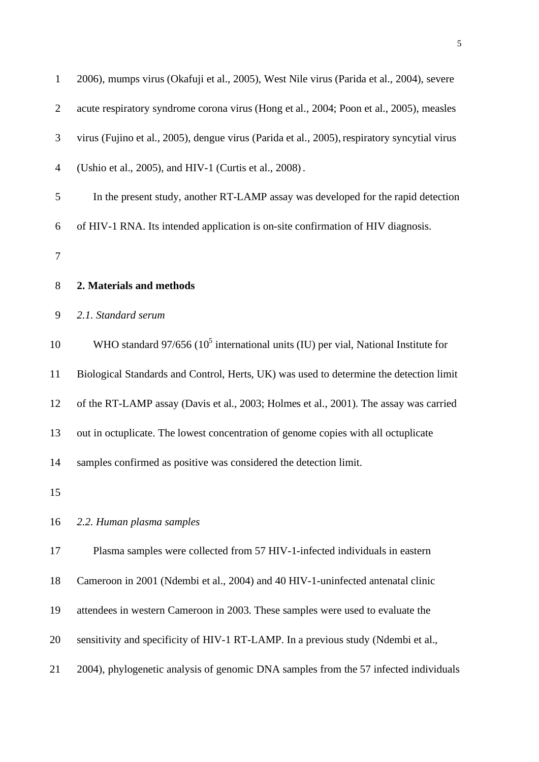2006), mumps virus (Okafuji et al., 2005), West Nile virus (Parida et al., 2004), severe acute respiratory syndrome corona virus (Hong et al., 2004; Poon et al., 2005), measles virus (Fujino et al., 2005), dengue virus (Parida et al., 2005), respiratory syncytial virus (Ushio et al., 2005), and HIV-1 (Curtis et al., 2008).

In the present study, another RT-LAMP assay was developed for the rapid detection of HIV-1 RNA. Its intended application is on-site confirmation of HIV diagnosis.

## 2. Materials and methods

### *2.1. Standard serum*

WHO standard 97/656 ($10^5$ international units (IU) per vial, National Institute for Biological Standards and Control, Herts, UK) was used to determine the detection limit of the RT-LAMP assay (Davis et al., 2003; Holmes et al., 2001). The assay was carried out in octuplicate. The lowest concentration of genome copies with all octuplicate samples confirmed as positive was considered the detection limit.

### *2.2. Human plasma samples*

Plasma samples were collected from 57 HIV-1-infected individuals in eastern Cameroon in 2001 (Ndembi et al., 2004) and 40 HIV-1-uninfected antenatal clinic attendees in western Cameroon in 2003. These samples were used to evaluate the sensitivity and specificity of HIV-1 RT-LAMP. In a previous study (Ndembi et al., 2004), phylogenetic analysis of genomic DNA samples from the 57 infected individuals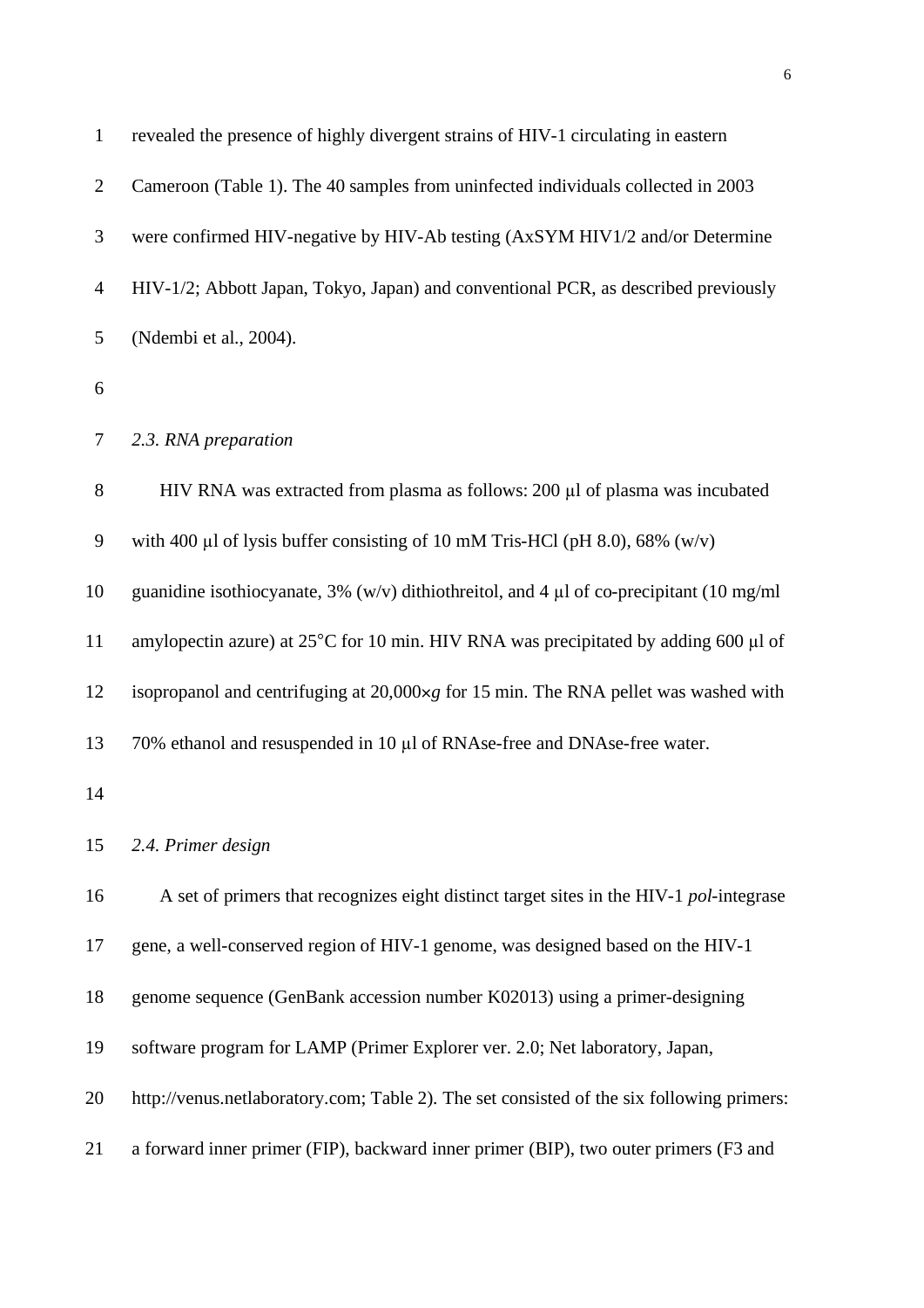revealed the presence of highly divergent strains of HIV-1 circulating in eastern Cameroon (Table 1). The 40 samples from uninfected individuals collected in 2003 were confirmed HIV-negative by HIV-Ab testing (AxSYM HIV1/2 and/or Determine HIV-1/2; Abbott Japan, Tokyo, Japan) and conventional PCR, as described previously (Ndembi et al., 2004).

### *2.3. RNA preparation*

HIV RNA was extracted from plasma as follows: 200 μl of plasma was incubated with 400 μl of lysis buffer consisting of 10 mM Tris-HCl (pH 8.0), 68% (w/v) guanidine isothiocyanate, 3% (w/v) dithiothreitol, and 4 μl of co-precipitant (10 mg/ml amylopectin azure) at 25°C for 10 min. HIV RNA was precipitated by adding 600 μl of isopropanol and centrifuging at 20,000×*g* for 15 min. The RNA pellet was washed with 70% ethanol and resuspended in 10 μl of RNAse-free and DNAse-free water.

### *2.4. Primer design*

A set of primers that recognizes eight distinct target sites in the HIV-1 *pol*-integrase gene, a well-conserved region of HIV-1 genome, was designed based on the HIV-1 genome sequence (GenBank accession number K02013) using a primer-designing software program for LAMP (Primer Explorer ver. 2.0; Net laboratory, Japan, http://venus.netlaboratory.com; Table 2). The set consisted of the six following primers: a forward inner primer (FIP), backward inner primer (BIP), two outer primers (F3 and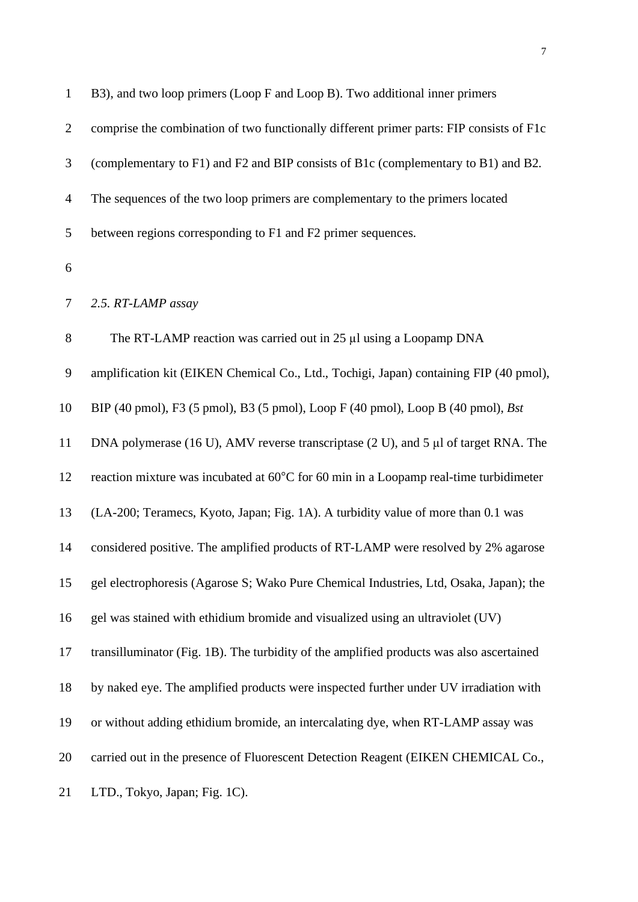B3), and two loop primers (Loop F and Loop B). Two additional inner primers comprise the combination of two functionally different primer parts: FIP consists of F1c (complementary to F1) and F2 and BIP consists of B1c (complementary to B1) and B2. The sequences of the two loop primers are complementary to the primers located between regions corresponding to F1 and F2 primer sequences.

*2.5. RT-LAMP assay*

The RT-LAMP reaction was carried out in 25 μl using a Loopamp DNA amplification kit (EIKEN Chemical Co., Ltd., Tochigi, Japan) containing FIP (40 pmol), BIP (40 pmol), F3 (5 pmol), B3 (5 pmol), Loop F (40 pmol), Loop B (40 pmol), *Bst* DNA polymerase (16 U), AMV reverse transcriptase (2 U), and 5 μl of target RNA. The reaction mixture was incubated at 60°C for 60 min in a Loopamp real-time turbidimeter (LA-200; Teramecs, Kyoto, Japan; Fig. 1A). A turbidity value of more than 0.1 was considered positive. The amplified products of RT-LAMP were resolved by 2% agarose gel electrophoresis (Agarose S; Wako Pure Chemical Industries, Ltd, Osaka, Japan); the gel was stained with ethidium bromide and visualized using an ultraviolet (UV) transilluminator (Fig. 1B). The turbidity of the amplified products was also ascertained by naked eye. The amplified products were inspected further under UV irradiation with or without adding ethidium bromide, an intercalating dye, when RT-LAMP assay was carried out in the presence of Fluorescent Detection Reagent (EIKEN CHEMICAL Co., LTD., Tokyo, Japan; Fig. 1C).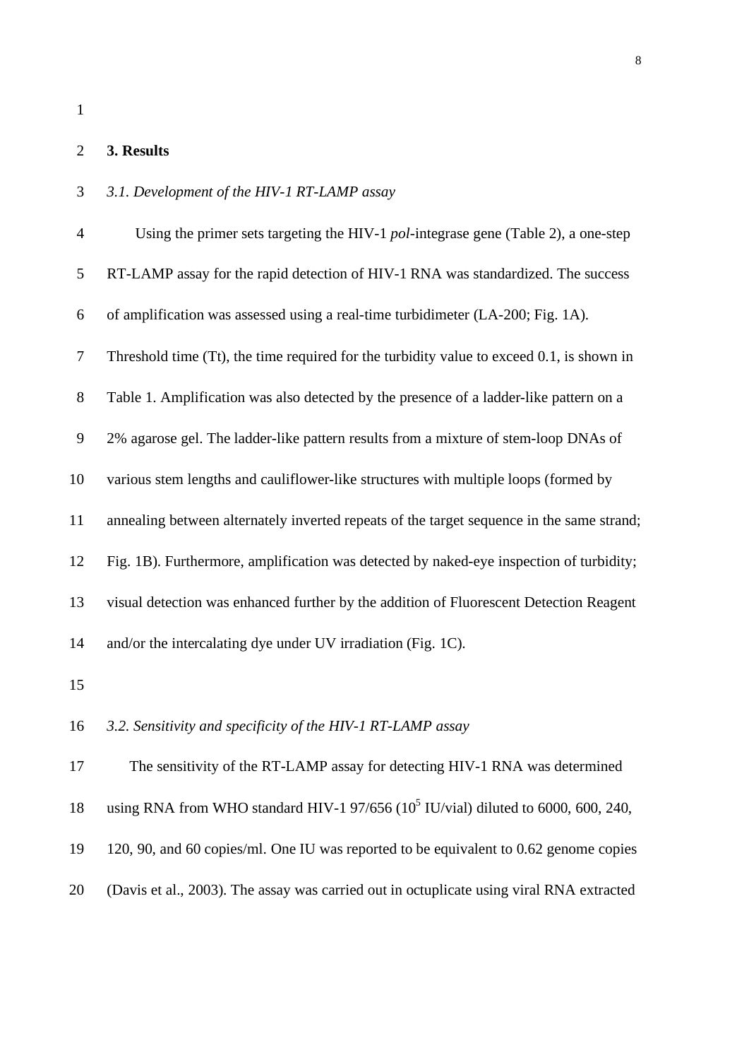## 3. Results

### *3.1. Development of the HIV-1 RT-LAMP assay*

Using the primer sets targeting the HIV-1 *pol*-integrase gene (Table 2), a one-step RT-LAMP assay for the rapid detection of HIV-1 RNA was standardized. The success of amplification was assessed using a real-time turbidimeter (LA-200; Fig. 1A). Threshold time (Tt), the time required for the turbidity value to exceed 0.1, is shown in Table 1. Amplification was also detected by the presence of a ladder-like pattern on a 2% agarose gel. The ladder-like pattern results from a mixture of stem-loop DNAs of various stem lengths and cauliflower-like structures with multiple loops (formed by annealing between alternately inverted repeats of the target sequence in the same strand; Fig. 1B). Furthermore, amplification was detected by naked-eye inspection of turbidity; visual detection was enhanced further by the addition of Fluorescent Detection Reagent and/or the intercalating dye under UV irradiation (Fig. 1C).

### *3.2. Sensitivity and specificity of the HIV-1 RT-LAMP assay*

The sensitivity of the RT-LAMP assay for detecting HIV-1 RNA was determined using RNA from WHO standard HIV-1 97/656 ($10^5$ IU/vial) diluted to 6000, 600, 240, 120, 90, and 60 copies/ml. One IU was reported to be equivalent to 0.62 genome copies (Davis et al., 2003). The assay was carried out in octuplicate using viral RNA extracted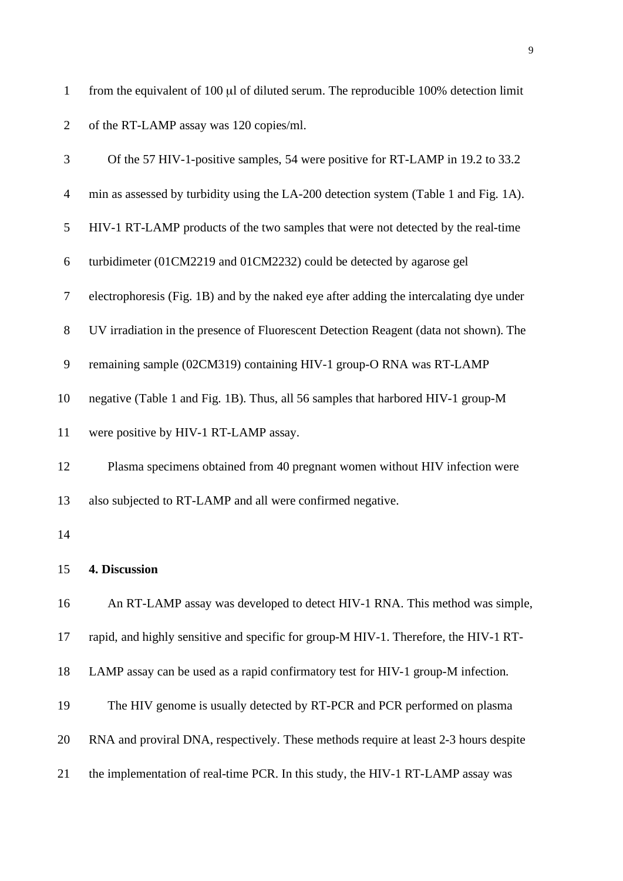from the equivalent of 100 μl of diluted serum. The reproducible 100% detection limit of the RT-LAMP assay was 120 copies/ml.

Of the 57 HIV-1-positive samples, 54 were positive for RT-LAMP in 19.2 to 33.2 min as assessed by turbidity using the LA-200 detection system (Table 1 and Fig. 1A). HIV-1 RT-LAMP products of the two samples that were not detected by the real-time turbidimeter (01CM2219 and 01CM2232) could be detected by agarose gel electrophoresis (Fig. 1B) and by the naked eye after adding the intercalating dye under UV irradiation in the presence of Fluorescent Detection Reagent (data not shown). The remaining sample (02CM319) containing HIV-1 group-O RNA was RT-LAMP negative (Table 1 and Fig. 1B). Thus, all 56 samples that harbored HIV-1 group-M were positive by HIV-1 RT-LAMP assay.

Plasma specimens obtained from 40 pregnant women without HIV infection were also subjected to RT-LAMP and all were confirmed negative.

## 4. Discussion

An RT-LAMP assay was developed to detect HIV-1 RNA. This method was simple, rapid, and highly sensitive and specific for group-M HIV-1. Therefore, the HIV-1 RT-LAMP assay can be used as a rapid confirmatory test for HIV-1 group-M infection.

The HIV genome is usually detected by RT-PCR and PCR performed on plasma RNA and proviral DNA, respectively. These methods require at least 2-3 hours despite the implementation of real-time PCR. In this study, the HIV-1 RT-LAMP assay was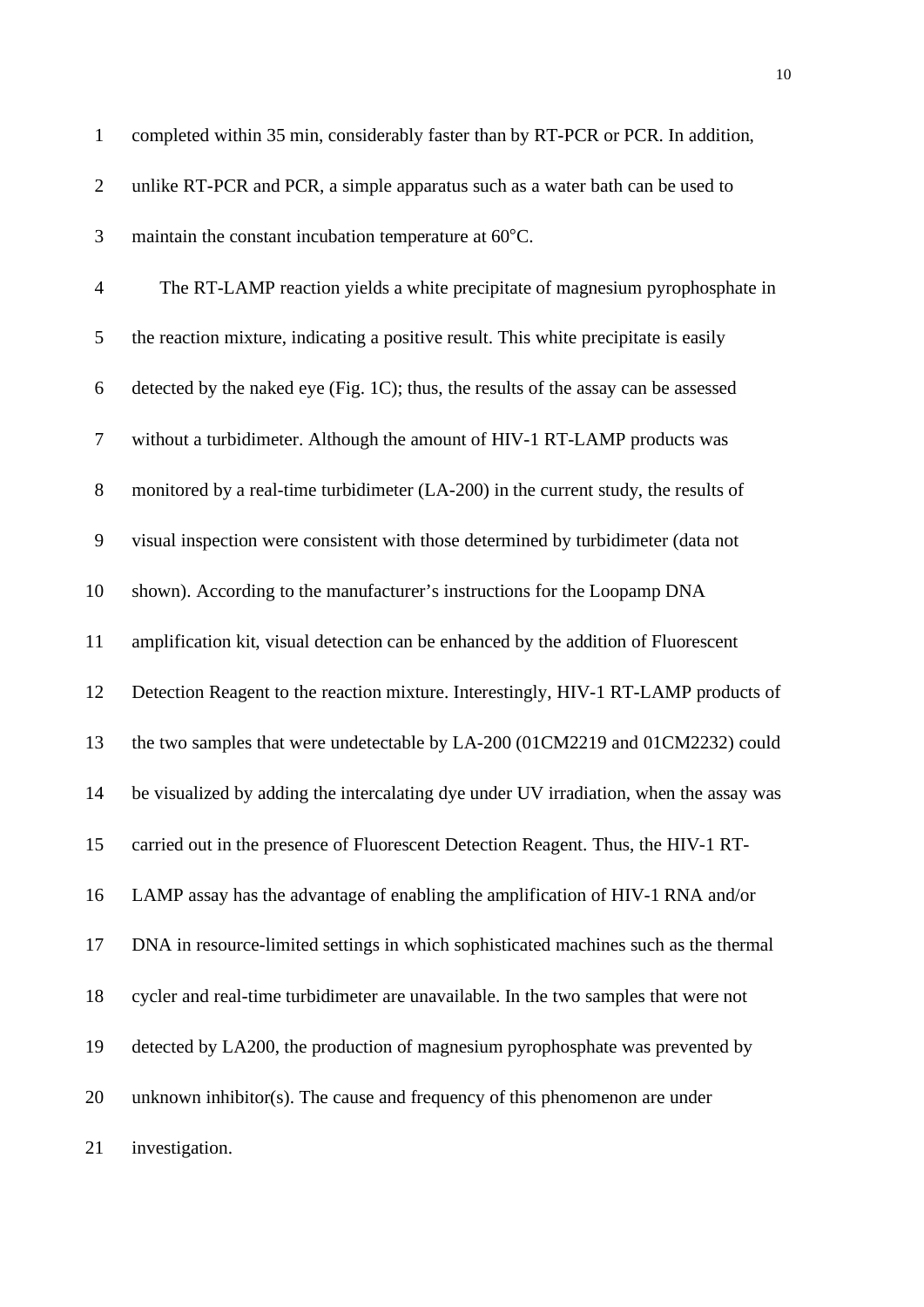completed within 35 min, considerably faster than by RT-PCR or PCR. In addition, unlike RT-PCR and PCR, a simple apparatus such as a water bath can be used to maintain the constant incubation temperature at 60°C.

The RT-LAMP reaction yields a white precipitate of magnesium pyrophosphate in the reaction mixture, indicating a positive result. This white precipitate is easily detected by the naked eye (Fig. 1C); thus, the results of the assay can be assessed without a turbidimeter. Although the amount of HIV-1 RT-LAMP products was monitored by a real-time turbidimeter (LA-200) in the current study, the results of visual inspection were consistent with those determined by turbidimeter (data not shown). According to the manufacturer's instructions for the Loopamp DNA amplification kit, visual detection can be enhanced by the addition of Fluorescent Detection Reagent to the reaction mixture. Interestingly, HIV-1 RT-LAMP products of the two samples that were undetectable by LA-200 (01CM2219 and 01CM2232) could be visualized by adding the intercalating dye under UV irradiation, when the assay was carried out in the presence of Fluorescent Detection Reagent. Thus, the HIV-1 RT-LAMP assay has the advantage of enabling the amplification of HIV-1 RNA and/or DNA in resource-limited settings in which sophisticated machines such as the thermal cycler and real-time turbidimeter are unavailable. In the two samples that were not detected by LA200, the production of magnesium pyrophosphate was prevented by unknown inhibitor(s). The cause and frequency of this phenomenon are under investigation.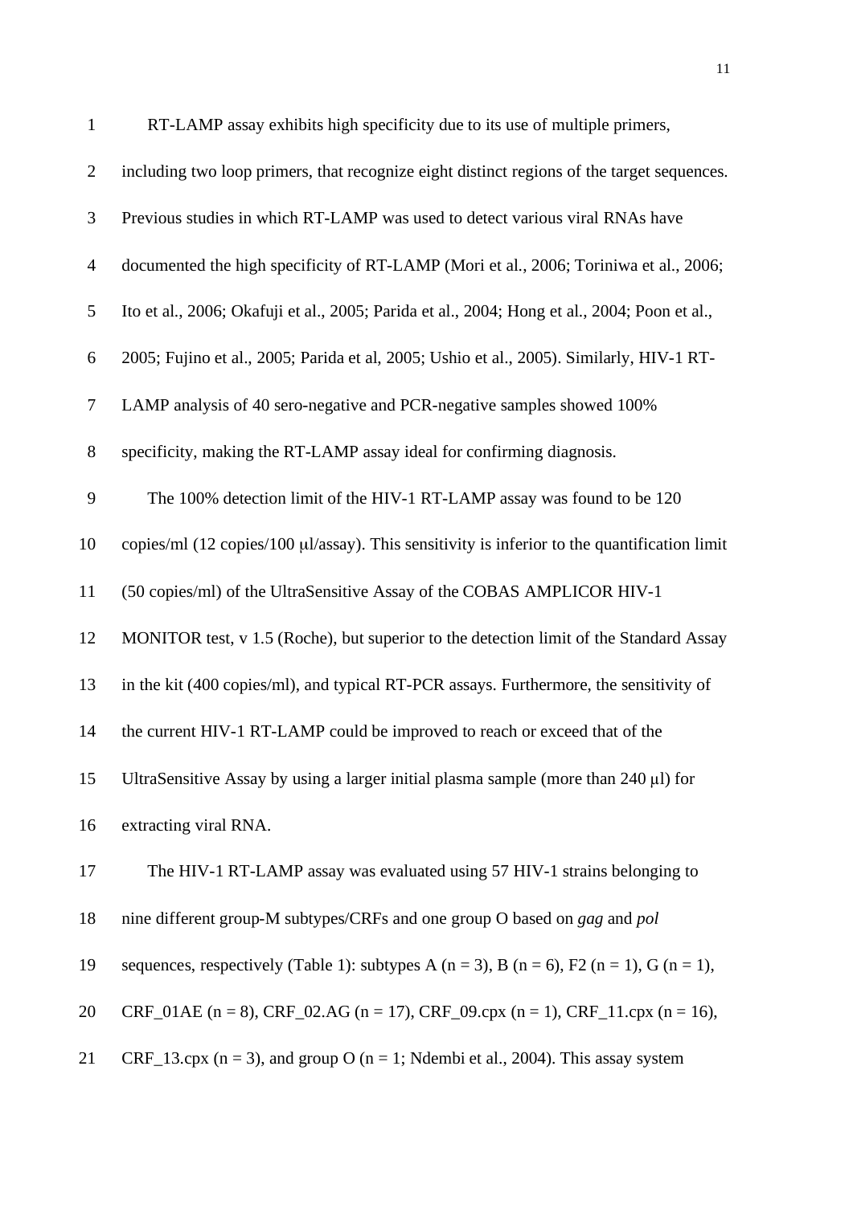RT-LAMP assay exhibits high specificity due to its use of multiple primers, including two loop primers, that recognize eight distinct regions of the target sequences. Previous studies in which RT-LAMP was used to detect various viral RNAs have documented the high specificity of RT-LAMP (Mori et al., 2006; Toriniwa et al., 2006; Ito et al., 2006; Okafuji et al., 2005; Parida et al., 2004; Hong et al., 2004; Poon et al., 2005; Fujino et al., 2005; Parida et al, 2005; Ushio et al., 2005). Similarly, HIV-1 RT-LAMP analysis of 40 sero-negative and PCR-negative samples showed 100% specificity, making the RT-LAMP assay ideal for confirming diagnosis.

The 100% detection limit of the HIV-1 RT-LAMP assay was found to be 120 copies/ml (12 copies/100 μl/assay). This sensitivity is inferior to the quantification limit (50 copies/ml) of the UltraSensitive Assay of the COBAS AMPLICOR HIV-1 MONITOR test, v 1.5 (Roche), but superior to the detection limit of the Standard Assay in the kit (400 copies/ml), and typical RT-PCR assays. Furthermore, the sensitivity of the current HIV-1 RT-LAMP could be improved to reach or exceed that of the UltraSensitive Assay by using a larger initial plasma sample (more than 240 μl) for extracting viral RNA.

The HIV-1 RT-LAMP assay was evaluated using 57 HIV-1 strains belonging to nine different group-M subtypes/CRFs and one group O based on *gag* and *pol* sequences, respectively (Table 1): subtypes A (n = 3), B (n = 6), F2 (n = 1), G (n = 1), CRF_01AE (n = 8), CRF_02.AG (n = 17), CRF_09.cpx (n = 1), CRF_11.cpx (n = 16), CRF_13.cpx (n = 3), and group O (n = 1; Ndembi et al., 2004). This assay system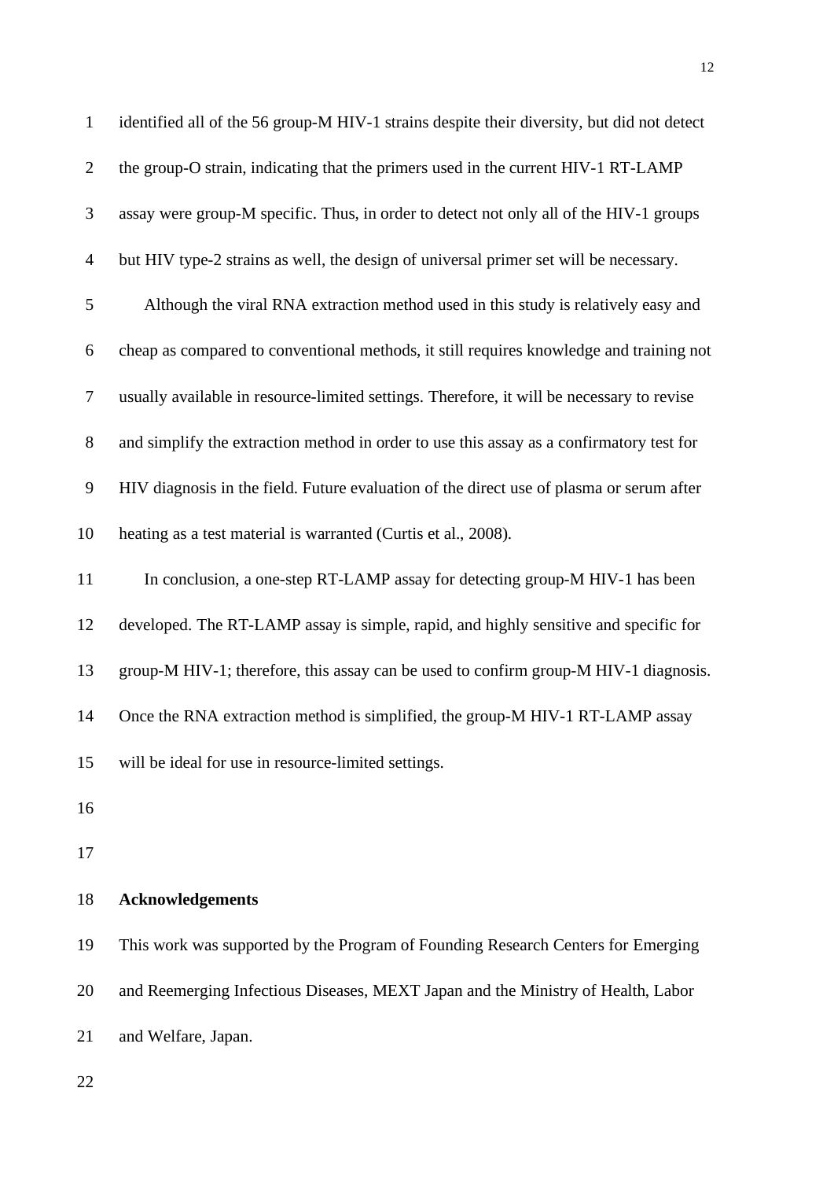identified all of the 56 group-M HIV-1 strains despite their diversity, but did not detect the group-O strain, indicating that the primers used in the current HIV-1 RT-LAMP assay were group-M specific. Thus, in order to detect not only all of the HIV-1 groups but HIV type-2 strains as well, the design of universal primer set will be necessary.

Although the viral RNA extraction method used in this study is relatively easy and cheap as compared to conventional methods, it still requires knowledge and training not usually available in resource-limited settings. Therefore, it will be necessary to revise and simplify the extraction method in order to use this assay as a confirmatory test for HIV diagnosis in the field. Future evaluation of the direct use of plasma or serum after heating as a test material is warranted (Curtis et al., 2008).

In conclusion, a one-step RT-LAMP assay for detecting group-M HIV-1 has been developed. The RT-LAMP assay is simple, rapid, and highly sensitive and specific for group-M HIV-1; therefore, this assay can be used to confirm group-M HIV-1 diagnosis. Once the RNA extraction method is simplified, the group-M HIV-1 RT-LAMP assay will be ideal for use in resource-limited settings.

**Acknowledgements**

This work was supported by the Program of Founding Research Centers for Emerging and Reemerging Infectious Diseases, MEXT Japan and the Ministry of Health, Labor and Welfare, Japan.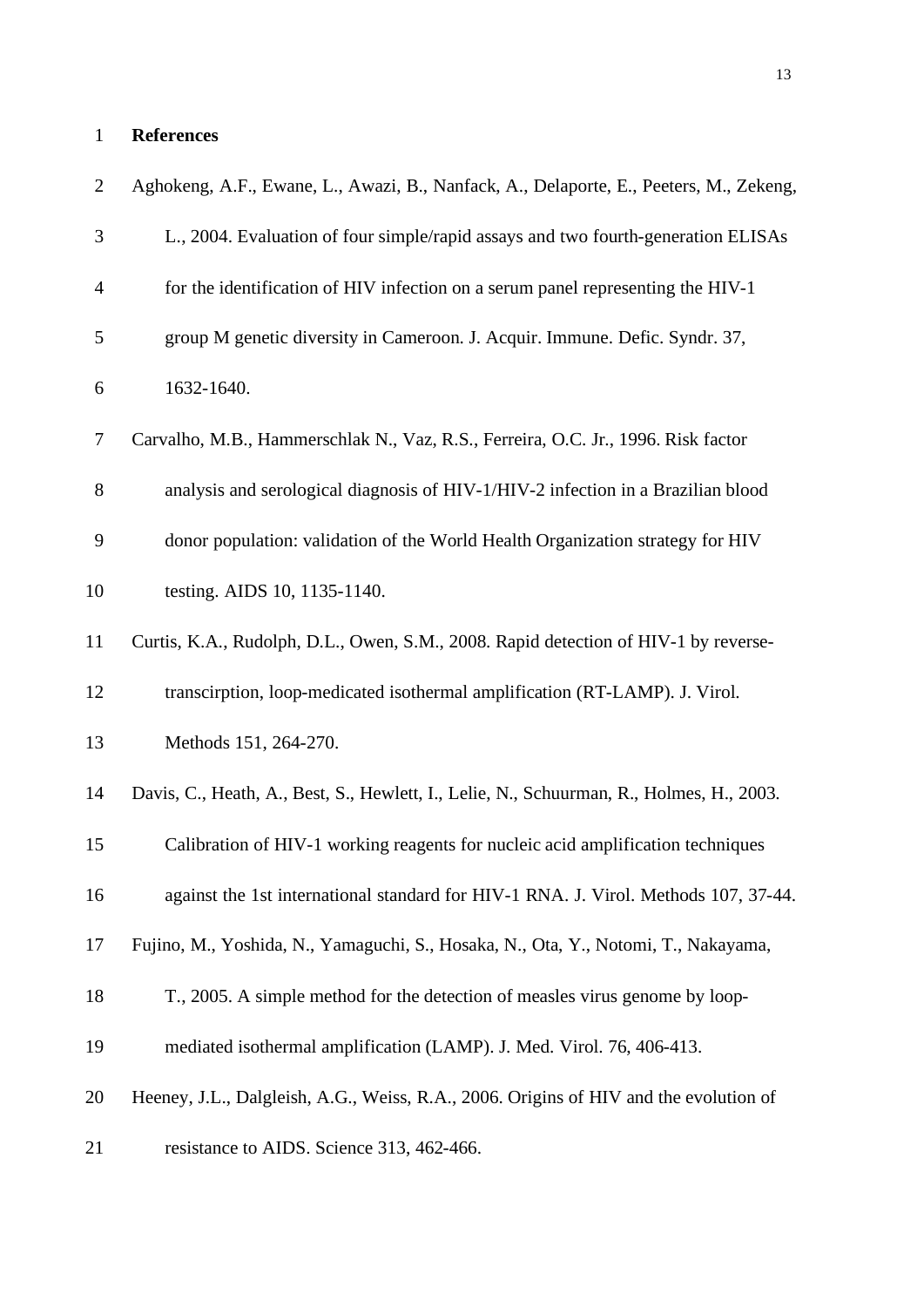# References

Aghokeng, A.F., Ewane, L., Awazi, B., Nanfack, A., Delaporte, E., Peeters, M., Zekeng, L., 2004. Evaluation of four simple/rapid assays and two fourth-generation ELISAs for the identification of HIV infection on a serum panel representing the HIV-1 group M genetic diversity in Cameroon. J. Acquir. Immune. Defic. Syndr. 37, 1632-1640.

Carvalho, M.B., Hammerschlak N., Vaz, R.S., Ferreira, O.C. Jr., 1996. Risk factor analysis and serological diagnosis of HIV-1/HIV-2 infection in a Brazilian blood donor population: validation of the World Health Organization strategy for HIV testing. AIDS 10, 1135-1140.

Curtis, K.A., Rudolph, D.L., Owen, S.M., 2008. Rapid detection of HIV-1 by reverse-transcirption, loop-medicated isothermal amplification (RT-LAMP). J. Virol. Methods 151, 264-270.

Davis, C., Heath, A., Best, S., Hewlett, I., Lelie, N., Schuurman, R., Holmes, H., 2003. Calibration of HIV-1 working reagents for nucleic acid amplification techniques against the 1st international standard for HIV-1 RNA. J. Virol. Methods 107, 37-44.

Fujino, M., Yoshida, N., Yamaguchi, S., Hosaka, N., Ota, Y., Notomi, T., Nakayama, T., 2005. A simple method for the detection of measles virus genome by loop-mediated isothermal amplification (LAMP). J. Med. Virol. 76, 406-413.

Heeney, J.L., Dalgleish, A.G., Weiss, R.A., 2006. Origins of HIV and the evolution of resistance to AIDS. Science 313, 462-466.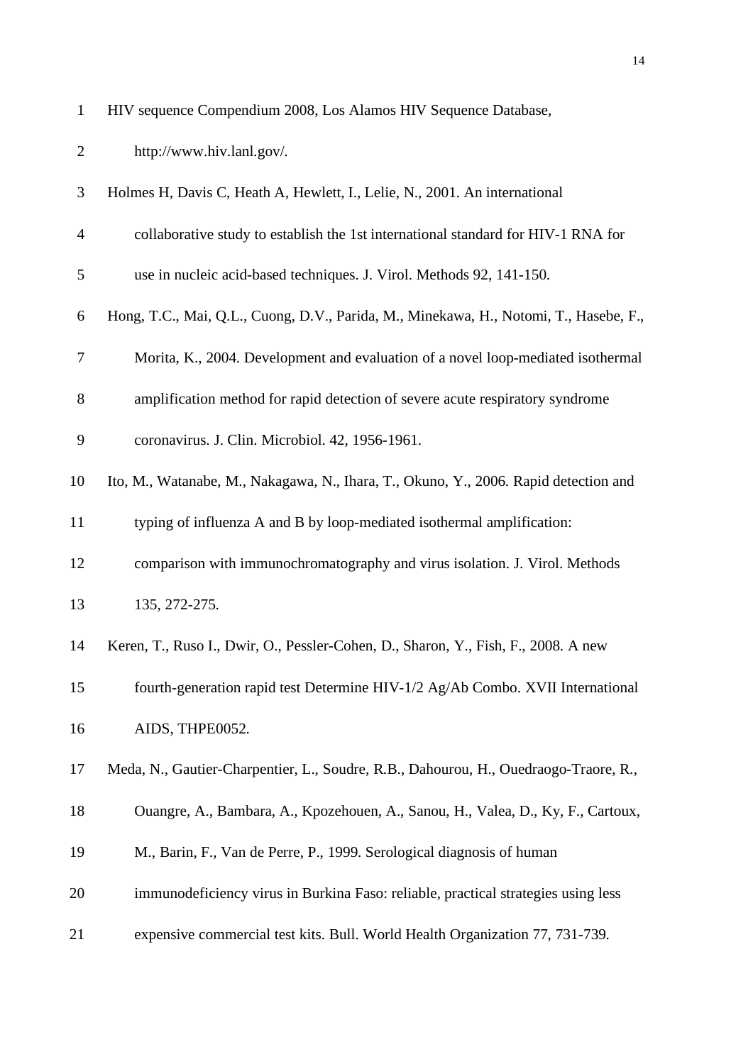HIV sequence Compendium 2008, Los Alamos HIV Sequence Database, http://www.hiv.lanl.gov/.

Holmes H, Davis C, Heath A, Hewlett, I., Lelie, N., 2001. An international collaborative study to establish the 1st international standard for HIV-1 RNA for use in nucleic acid-based techniques. J. Virol. Methods 92, 141-150.

Hong, T.C., Mai, Q.L., Cuong, D.V., Parida, M., Minekawa, H., Notomi, T., Hasebe, F., Morita, K., 2004. Development and evaluation of a novel loop-mediated isothermal amplification method for rapid detection of severe acute respiratory syndrome coronavirus. J. Clin. Microbiol. 42, 1956-1961.

Ito, M., Watanabe, M., Nakagawa, N., Ihara, T., Okuno, Y., 2006. Rapid detection and typing of influenza A and B by loop-mediated isothermal amplification: comparison with immunochromatography and virus isolation. J. Virol. Methods 135, 272-275.

Keren, T., Ruso I., Dwir, O., Pessler-Cohen, D., Sharon, Y., Fish, F., 2008. A new fourth-generation rapid test Determine HIV-1/2 Ag/Ab Combo. XVII International AIDS, THPE0052.

Meda, N., Gautier-Charpentier, L., Soudre, R.B., Dahourou, H., Ouedraogo-Traore, R., Ouangre, A., Bambara, A., Kpozehouen, A., Sanou, H., Valea, D., Ky, F., Cartoux, M., Barin, F., Van de Perre, P., 1999. Serological diagnosis of human immunodeficiency virus in Burkina Faso: reliable, practical strategies using less expensive commercial test kits. Bull. World Health Organization 77, 731-739.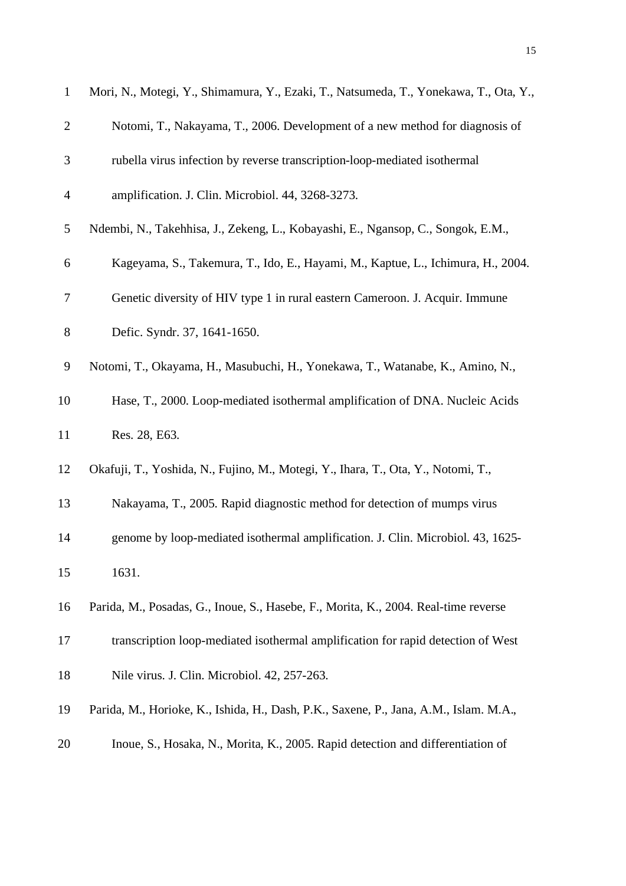Mori, N., Motegi, Y., Shimamura, Y., Ezaki, T., Natsumeda, T., Yonekawa, T., Ota, Y., Notomi, T., Nakayama, T., 2006. Development of a new method for diagnosis of rubella virus infection by reverse transcription-loop-mediated isothermal amplification. J. Clin. Microbiol. 44, 3268-3273.

Ndembi, N., Takehhisa, J., Zekeng, L., Kobayashi, E., Ngansop, C., Songok, E.M., Kageyama, S., Takemura, T., Ido, E., Hayami, M., Kaptue, L., Ichimura, H., 2004. Genetic diversity of HIV type 1 in rural eastern Cameroon. J. Acquir. Immune Defic. Syndr. 37, 1641-1650.

Notomi, T., Okayama, H., Masubuchi, H., Yonekawa, T., Watanabe, K., Amino, N., Hase, T., 2000. Loop-mediated isothermal amplification of DNA. Nucleic Acids Res. 28, E63.

Okafuji, T., Yoshida, N., Fujino, M., Motegi, Y., Ihara, T., Ota, Y., Notomi, T., Nakayama, T., 2005. Rapid diagnostic method for detection of mumps virus genome by loop-mediated isothermal amplification. J. Clin. Microbiol. 43, 1625-1631.

Parida, M., Posadas, G., Inoue, S., Hasebe, F., Morita, K., 2004. Real-time reverse transcription loop-mediated isothermal amplification for rapid detection of West Nile virus. J. Clin. Microbiol. 42, 257-263.

Parida, M., Horioke, K., Ishida, H., Dash, P.K., Saxene, P., Jana, A.M., Islam. M.A., Inoue, S., Hosaka, N., Morita, K., 2005. Rapid detection and differentiation of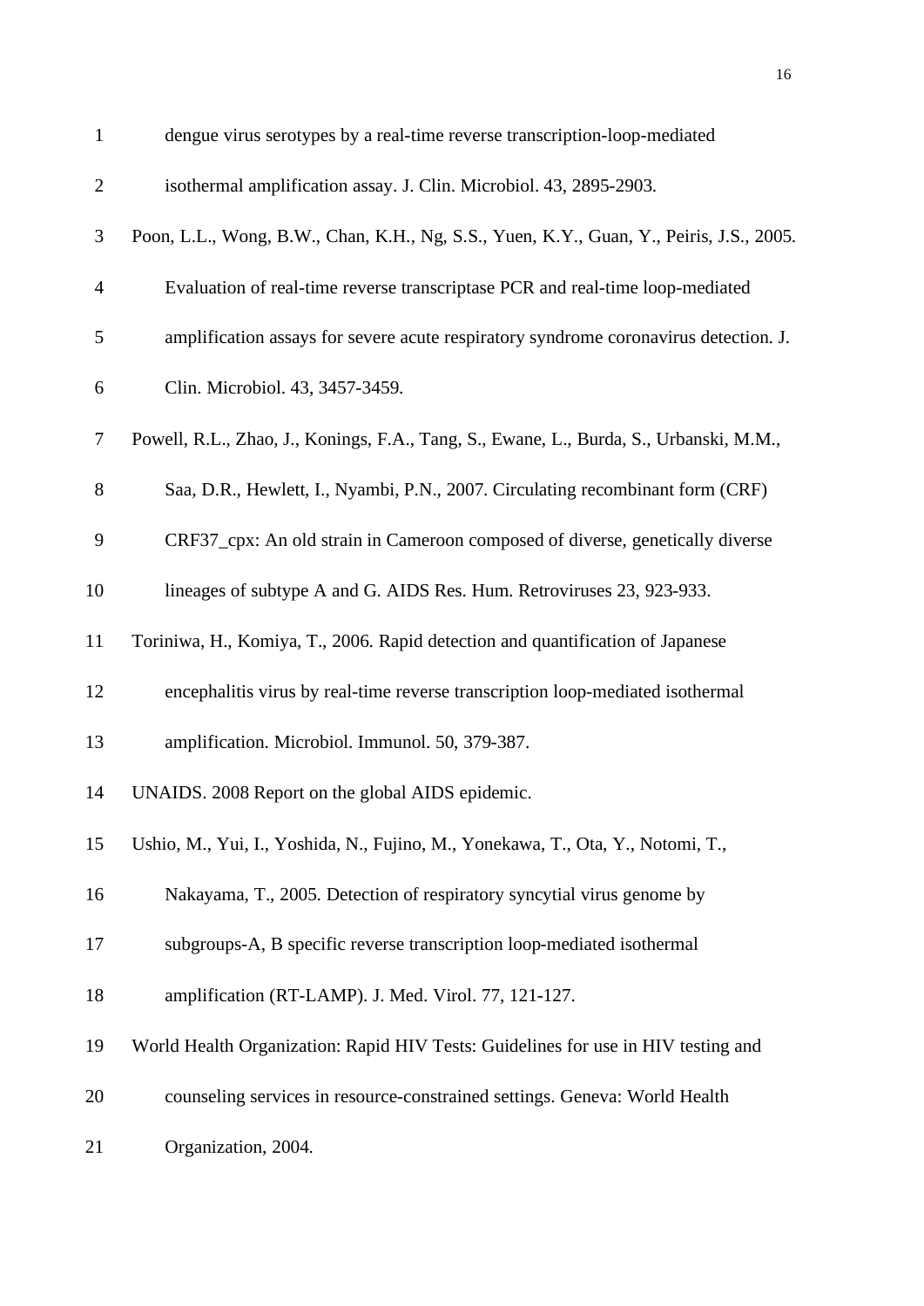dengue virus serotypes by a real-time reverse transcription-loop-mediated isothermal amplification assay. J. Clin. Microbiol. 43, 2895-2903.

Poon, L.L., Wong, B.W., Chan, K.H., Ng, S.S., Yuen, K.Y., Guan, Y., Peiris, J.S., 2005. Evaluation of real-time reverse transcriptase PCR and real-time loop-mediated amplification assays for severe acute respiratory syndrome coronavirus detection. J. Clin. Microbiol. 43, 3457-3459.

Powell, R.L., Zhao, J., Konings, F.A., Tang, S., Ewane, L., Burda, S., Urbanski, M.M., Saa, D.R., Hewlett, I., Nyambi, P.N., 2007. Circulating recombinant form (CRF) CRF37_cpx: An old strain in Cameroon composed of diverse, genetically diverse lineages of subtype A and G. AIDS Res. Hum. Retroviruses 23, 923-933.

Toriniwa, H., Komiya, T., 2006. Rapid detection and quantification of Japanese encephalitis virus by real-time reverse transcription loop-mediated isothermal amplification. Microbiol. Immunol. 50, 379-387.

UNAIDS. 2008 Report on the global AIDS epidemic.

Ushio, M., Yui, I., Yoshida, N., Fujino, M., Yonekawa, T., Ota, Y., Notomi, T., Nakayama, T., 2005. Detection of respiratory syncytial virus genome by subgroups-A, B specific reverse transcription loop-mediated isothermal amplification (RT-LAMP). J. Med. Virol. 77, 121-127.

World Health Organization: Rapid HIV Tests: Guidelines for use in HIV testing and counseling services in resource-constrained settings. Geneva: World Health Organization, 2004.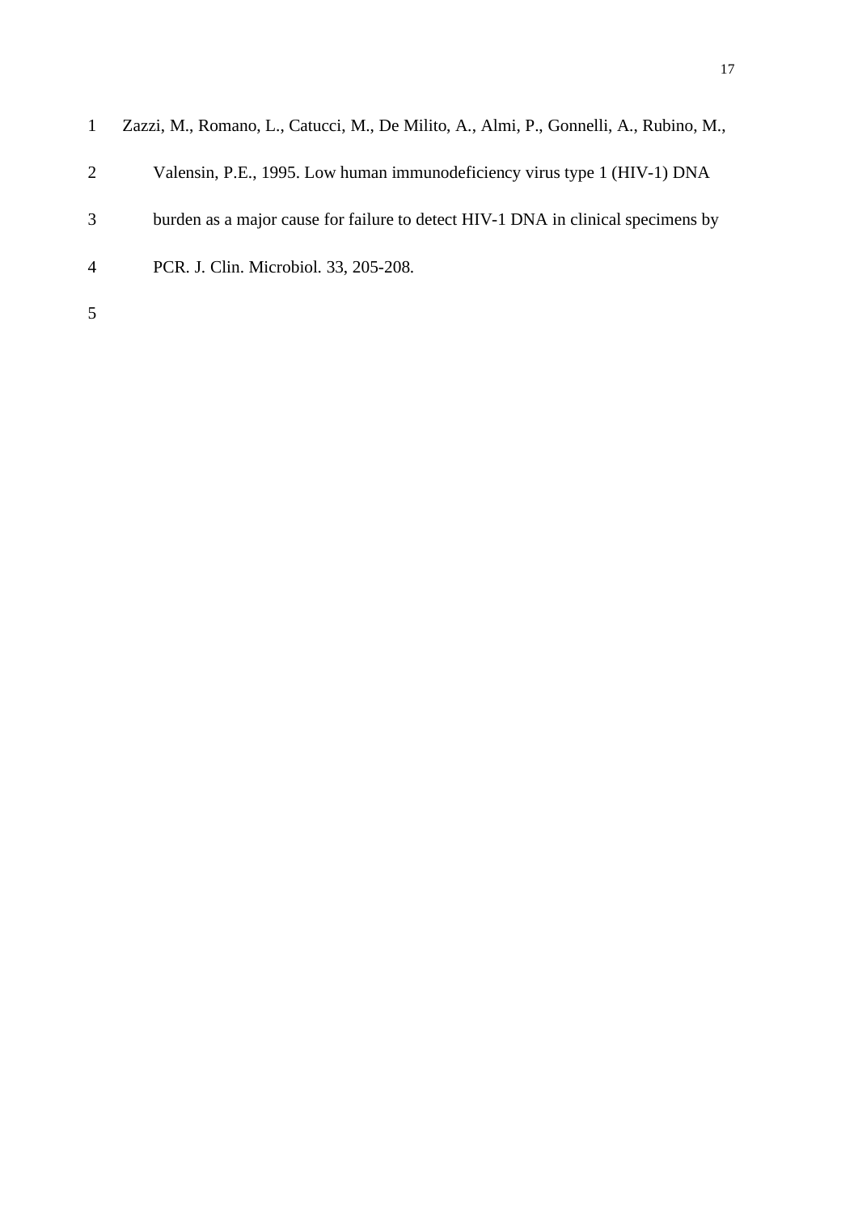Zazzi, M., Romano, L., Catucci, M., De Milito, A., Almi, P., Gonnelli, A., Rubino, M., Valensin, P.E., 1995. Low human immunodeficiency virus type 1 (HIV-1) DNA burden as a major cause for failure to detect HIV-1 DNA in clinical specimens by PCR. J. Clin. Microbiol. 33, 205-208.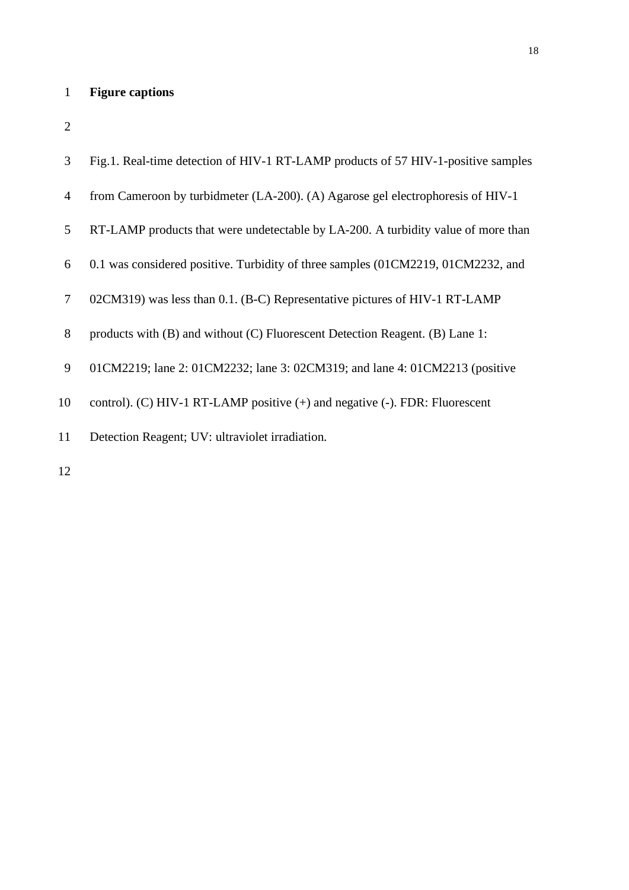**Figure captions**

Fig.1. Real-time detection of HIV-1 RT-LAMP products of 57 HIV-1-positive samples from Cameroon by turbidmeter (LA-200). (A) Agarose gel electrophoresis of HIV-1 RT-LAMP products that were undetectable by LA-200. A turbidity value of more than 0.1 was considered positive. Turbidity of three samples (01CM2219, 01CM2232, and 02CM319) was less than 0.1. (B-C) Representative pictures of HIV-1 RT-LAMP products with (B) and without (C) Fluorescent Detection Reagent. (B) Lane 1: 01CM2219; lane 2: 01CM2232; lane 3: 02CM319; and lane 4: 01CM2213 (positive control). (C) HIV-1 RT-LAMP positive (+) and negative (-). FDR: Fluorescent Detection Reagent; UV: ultraviolet irradiation.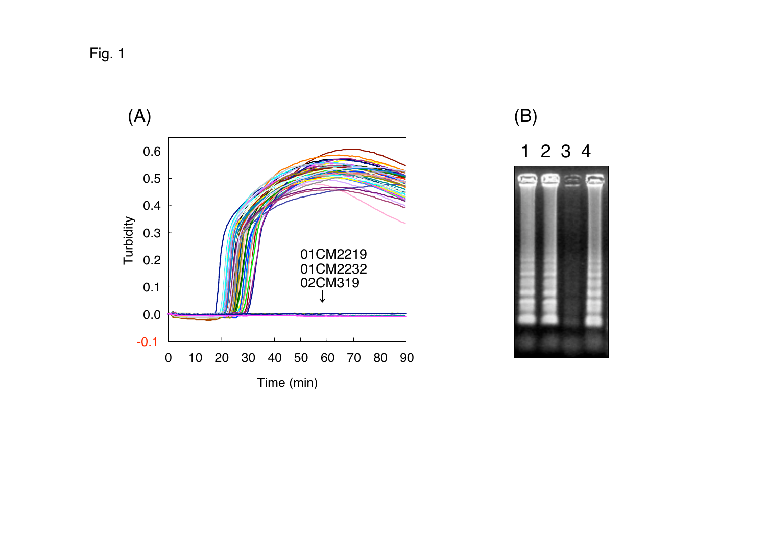Fig. 1

(A)

Turbidity

0.6
0.5
0.4
0.3
0.2
0.1
0.0
-0.1

0 10 20 30 40 50 60 70 80 90

Time (min)

01CM2219
01CM2232
02CM319
↓

(B)

1 2 3 4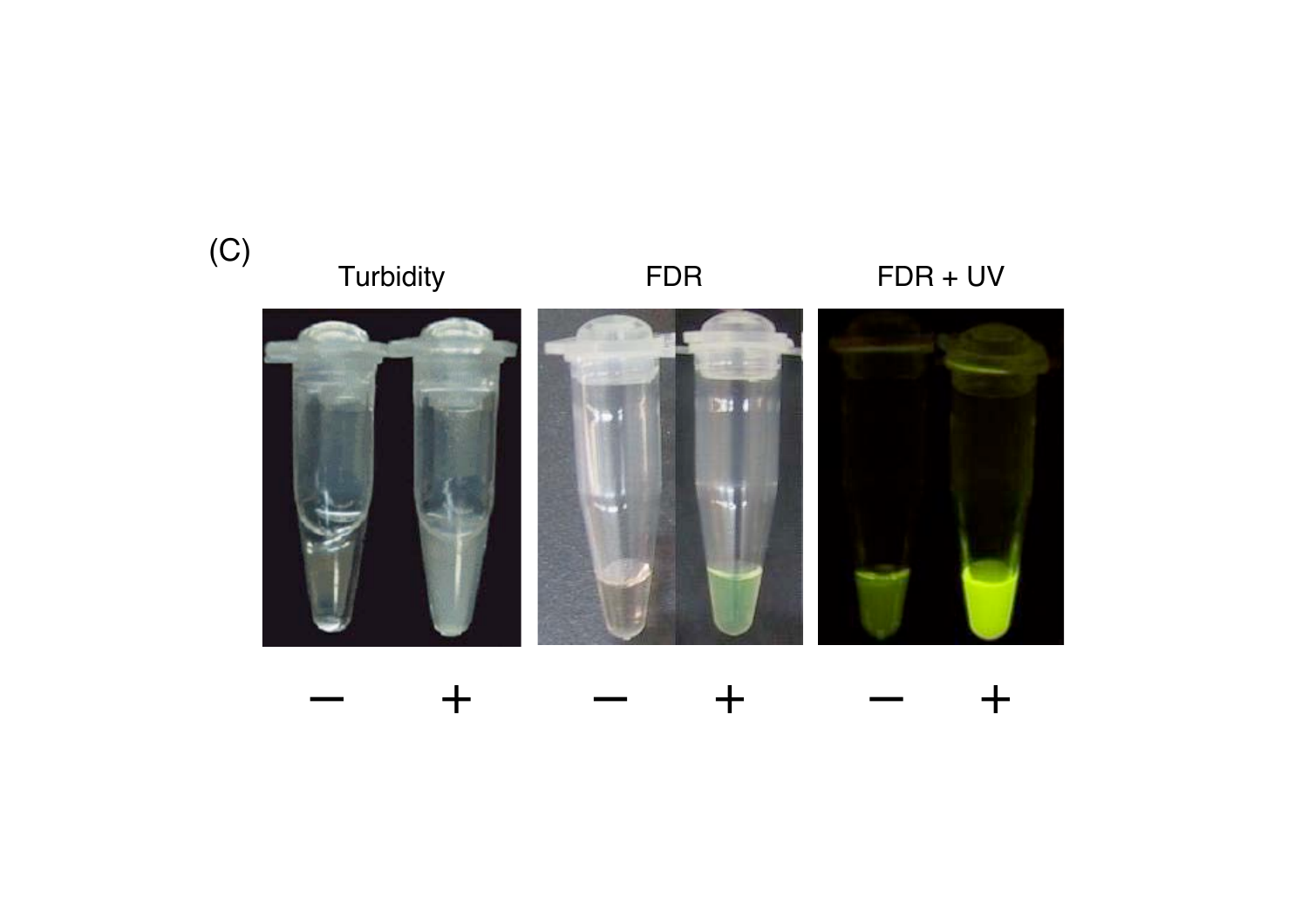(C)

Turbidity FDR FDR + UV

− + − + − +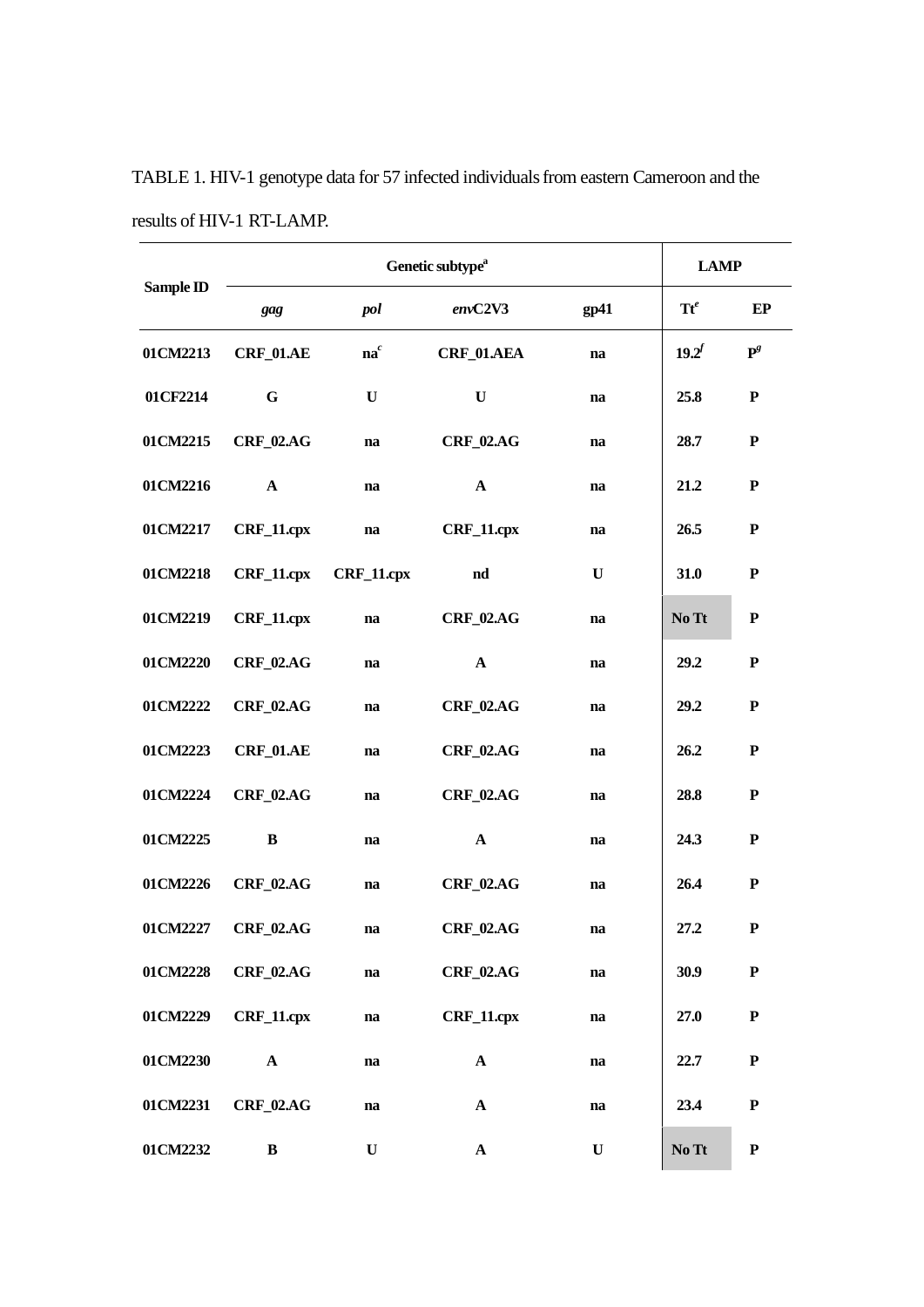TABLE 1. HIV-1 genotype data for 57 infected individuals from eastern Cameroon and the results of HIV-1 RT-LAMP.

| Sample ID | Genetic subtype[a] | | | | LAMP | |
|---|---|---|---|---|---|---|
| | *gag* | *pol* | *env*C2V3 | gp41 | Tt[e] | EP |
| 01CM2213 | CRF_01.AE | na[c] | CRF_01.AEA | na | 19.2[f] | P[g] |
| 01CF2214 | G | U | U | na | 25.8 | P |
| 01CM2215 | CRF_02.AG | na | CRF_02.AG | na | 28.7 | P |
| 01CM2216 | A | na | A | na | 21.2 | P |
| 01CM2217 | CRF_11.cpx | na | CRF_11.cpx | na | 26.5 | P |
| 01CM2218 | CRF_11.cpx | CRF_11.cpx | nd | U | 31.0 | P |
| 01CM2219 | CRF_11.cpx | na | CRF_02.AG | na | No Tt | P |
| 01CM2220 | CRF_02.AG | na | A | na | 29.2 | P |
| 01CM2222 | CRF_02.AG | na | CRF_02.AG | na | 29.2 | P |
| 01CM2223 | CRF_01.AE | na | CRF_02.AG | na | 26.2 | P |
| 01CM2224 | CRF_02.AG | na | CRF_02.AG | na | 28.8 | P |
| 01CM2225 | B | na | A | na | 24.3 | P |
| 01CM2226 | CRF_02.AG | na | CRF_02.AG | na | 26.4 | P |
| 01CM2227 | CRF_02.AG | na | CRF_02.AG | na | 27.2 | P |
| 01CM2228 | CRF_02.AG | na | CRF_02.AG | na | 30.9 | P |
| 01CM2229 | CRF_11.cpx | na | CRF_11.cpx | na | 27.0 | P |
| 01CM2230 | A | na | A | na | 22.7 | P |
| 01CM2231 | CRF_02.AG | na | A | na | 23.4 | P |
| 01CM2232 | B | U | A | U | No Tt | P |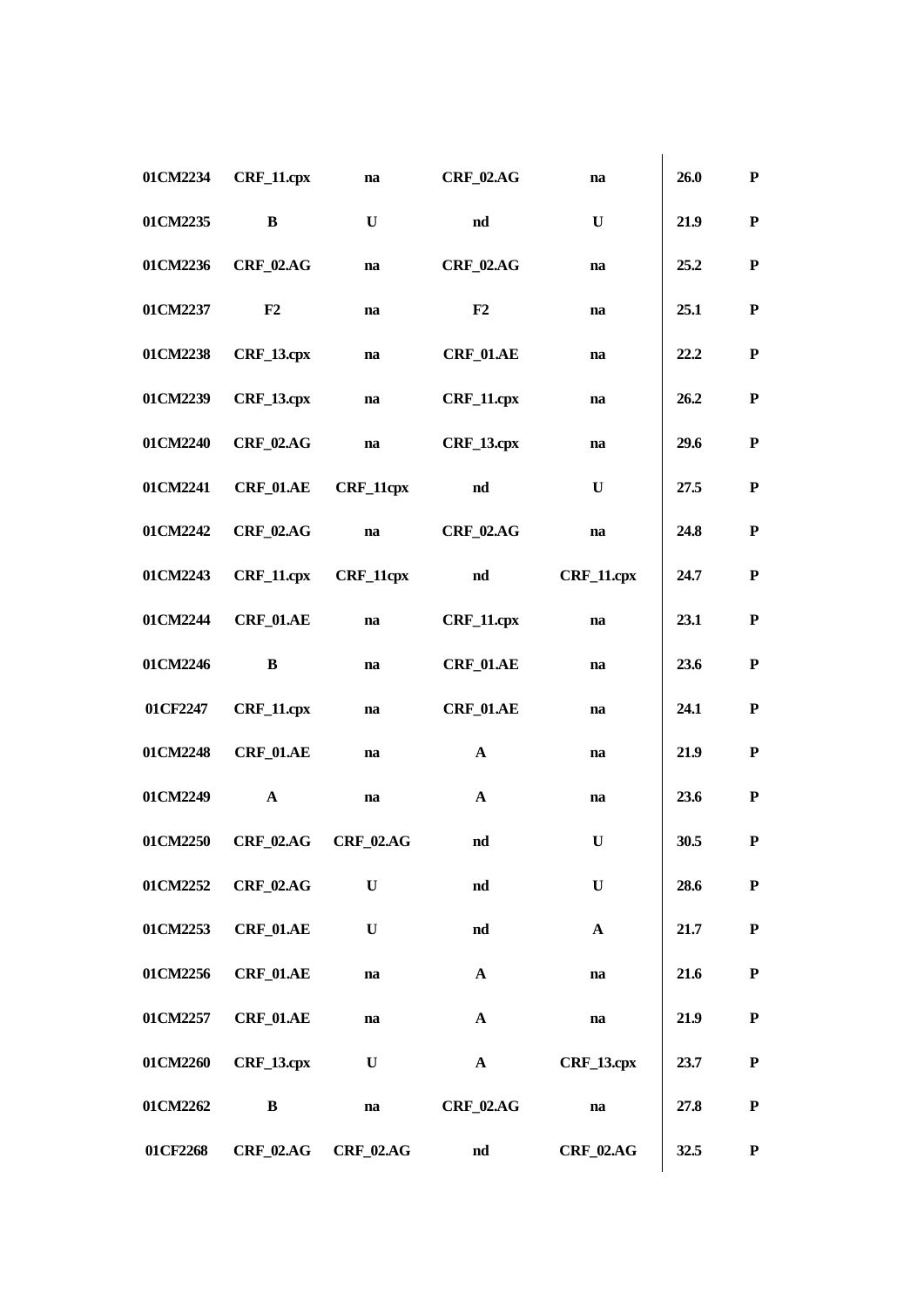| | | | | | | |
|---|---|---|---|---|---|---|
| **01CM2234** | **CRF_11.cpx** | **na** | **CRF_02.AG** | **na** | **26.0** | **P** |
| **01CM2235** | **B** | **U** | **nd** | **U** | **21.9** | **P** |
| **01CM2236** | **CRF_02.AG** | **na** | **CRF_02.AG** | **na** | **25.2** | **P** |
| **01CM2237** | **F2** | **na** | **F2** | **na** | **25.1** | **P** |
| **01CM2238** | **CRF_13.cpx** | **na** | **CRF_01.AE** | **na** | **22.2** | **P** |
| **01CM2239** | **CRF_13.cpx** | **na** | **CRF_11.cpx** | **na** | **26.2** | **P** |
| **01CM2240** | **CRF_02.AG** | **na** | **CRF_13.cpx** | **na** | **29.6** | **P** |
| **01CM2241** | **CRF_01.AE** | **CRF_11cpx** | **nd** | **U** | **27.5** | **P** |
| **01CM2242** | **CRF_02.AG** | **na** | **CRF_02.AG** | **na** | **24.8** | **P** |
| **01CM2243** | **CRF_11.cpx** | **CRF_11cpx** | **nd** | **CRF_11.cpx** | **24.7** | **P** |
| **01CM2244** | **CRF_01.AE** | **na** | **CRF_11.cpx** | **na** | **23.1** | **P** |
| **01CM2246** | **B** | **na** | **CRF_01.AE** | **na** | **23.6** | **P** |
| **01CF2247** | **CRF_11.cpx** | **na** | **CRF_01.AE** | **na** | **24.1** | **P** |
| **01CM2248** | **CRF_01.AE** | **na** | **A** | **na** | **21.9** | **P** |
| **01CM2249** | **A** | **na** | **A** | **na** | **23.6** | **P** |
| **01CM2250** | **CRF_02.AG** | **CRF_02.AG** | **nd** | **U** | **30.5** | **P** |
| **01CM2252** | **CRF_02.AG** | **U** | **nd** | **U** | **28.6** | **P** |
| **01CM2253** | **CRF_01.AE** | **U** | **nd** | **A** | **21.7** | **P** |
| **01CM2256** | **CRF_01.AE** | **na** | **A** | **na** | **21.6** | **P** |
| **01CM2257** | **CRF_01.AE** | **na** | **A** | **na** | **21.9** | **P** |
| **01CM2260** | **CRF_13.cpx** | **U** | **A** | **CRF_13.cpx** | **23.7** | **P** |
| **01CM2262** | **B** | **na** | **CRF_02.AG** | **na** | **27.8** | **P** |
| **01CF2268** | **CRF_02.AG** | **CRF_02.AG** | **nd** | **CRF_02.AG** | **32.5** | **P** |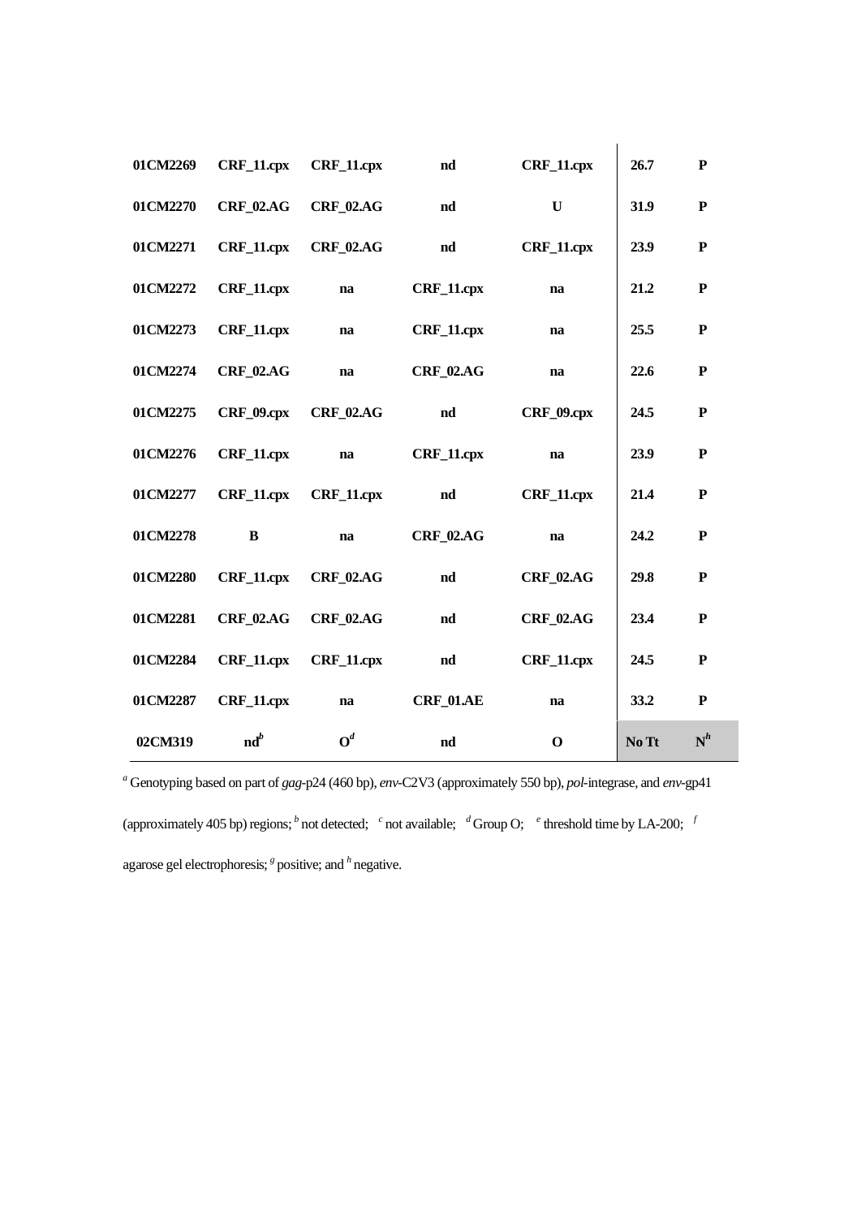| | | | | | | |
|---|---|---|---|---|---|---|
| **01CM2269** | **CRF_11.cpx** | **CRF_11.cpx** | **nd** | **CRF_11.cpx** | **26.7** | **P** |
| **01CM2270** | **CRF_02.AG** | **CRF_02.AG** | **nd** | **U** | **31.9** | **P** |
| **01CM2271** | **CRF_11.cpx** | **CRF_02.AG** | **nd** | **CRF_11.cpx** | **23.9** | **P** |
| **01CM2272** | **CRF_11.cpx** | **na** | **CRF_11.cpx** | **na** | **21.2** | **P** |
| **01CM2273** | **CRF_11.cpx** | **na** | **CRF_11.cpx** | **na** | **25.5** | **P** |
| **01CM2274** | **CRF_02.AG** | **na** | **CRF_02.AG** | **na** | **22.6** | **P** |
| **01CM2275** | **CRF_09.cpx** | **CRF_02.AG** | **nd** | **CRF_09.cpx** | **24.5** | **P** |
| **01CM2276** | **CRF_11.cpx** | **na** | **CRF_11.cpx** | **na** | **23.9** | **P** |
| **01CM2277** | **CRF_11.cpx** | **CRF_11.cpx** | **nd** | **CRF_11.cpx** | **21.4** | **P** |
| **01CM2278** | **B** | **na** | **CRF_02.AG** | **na** | **24.2** | **P** |
| **01CM2280** | **CRF_11.cpx** | **CRF_02.AG** | **nd** | **CRF_02.AG** | **29.8** | **P** |
| **01CM2281** | **CRF_02.AG** | **CRF_02.AG** | **nd** | **CRF_02.AG** | **23.4** | **P** |
| **01CM2284** | **CRF_11.cpx** | **CRF_11.cpx** | **nd** | **CRF_11.cpx** | **24.5** | **P** |
| **01CM2287** | **CRF_11.cpx** | **na** | **CRF_01.AE** | **na** | **33.2** | **P** |
| **02CM319** | **nd**[b] | **O**[d] | **nd** | **O** | **No Tt** | **N**[h] |

[a] Genotyping based on part of *gag*-p24 (460 bp), *env*-C2V3 (approximately 550 bp), *pol*-integrase, and *env*-gp41 (approximately 405 bp) regions; [b] not detected; [c] not available; [d] Group O; [e] threshold time by LA-200; [f] agarose gel electrophoresis; [g] positive; and [h] negative.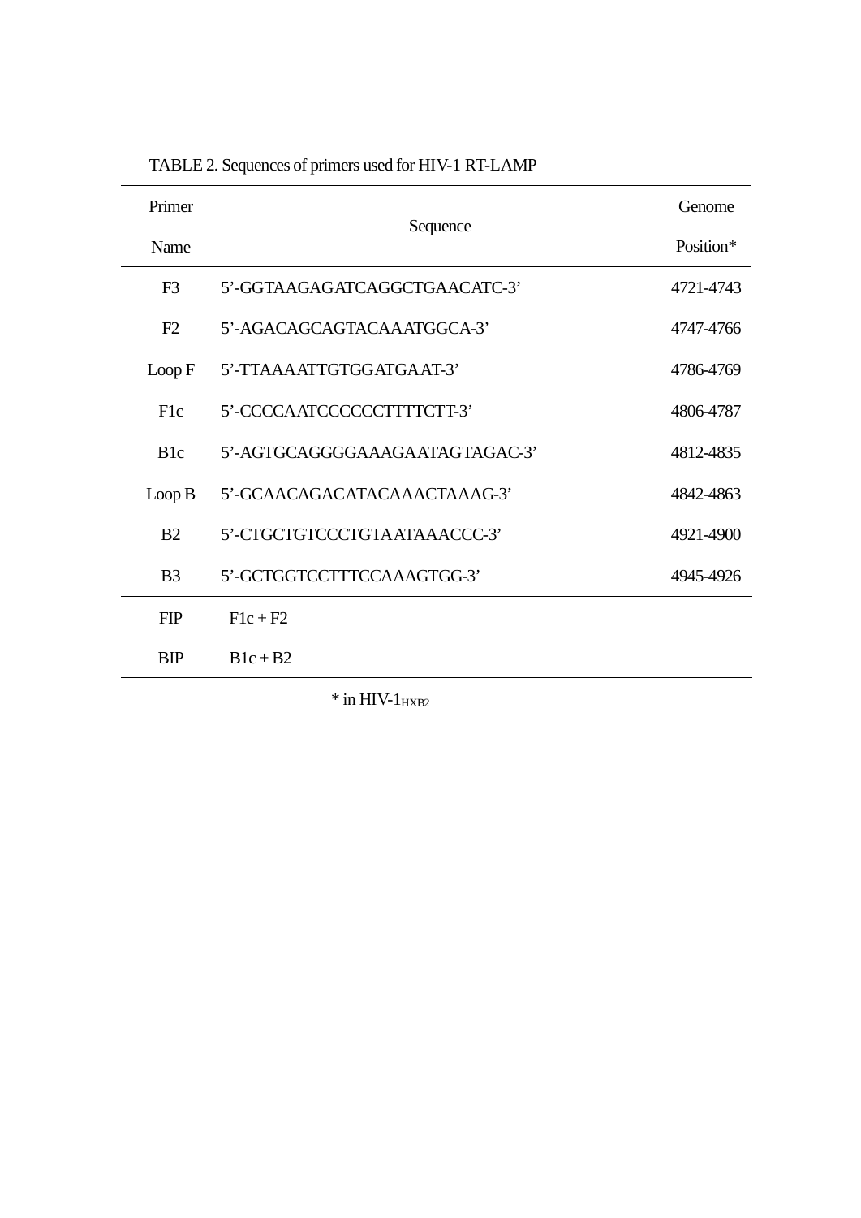TABLE 2. Sequences of primers used for HIV-1 RT-LAMP

| Primer Name | Sequence | Genome Position* |
|---|---|---|
| F3 | 5’-GGTAAGAGATCAGGCTGAACATC-3’ | 4721-4743 |
| F2 | 5’-AGACAGCAGTACAAATGGCA-3’ | 4747-4766 |
| Loop F | 5’-TTAAAATTGTGGATGAAT-3’ | 4786-4769 |
| F1c | 5’-CCCCAATCCCCCCTTTTCTT-3’ | 4806-4787 |
| B1c | 5’-AGTGCAGGGGAAAGAATAGTAGAC-3’ | 4812-4835 |
| Loop B | 5’-GCAACAGACATACAAACTAAAG-3’ | 4842-4863 |
| B2 | 5’-CTGCTGTCCCTGTAATAAACCC-3’ | 4921-4900 |
| B3 | 5’-GCTGGTCCTTTCCAAAGTGG-3’ | 4945-4926 |
| FIP | F1c + F2 | |
| BIP | B1c + B2 | |

* in HIV-$1_{HXB2}$